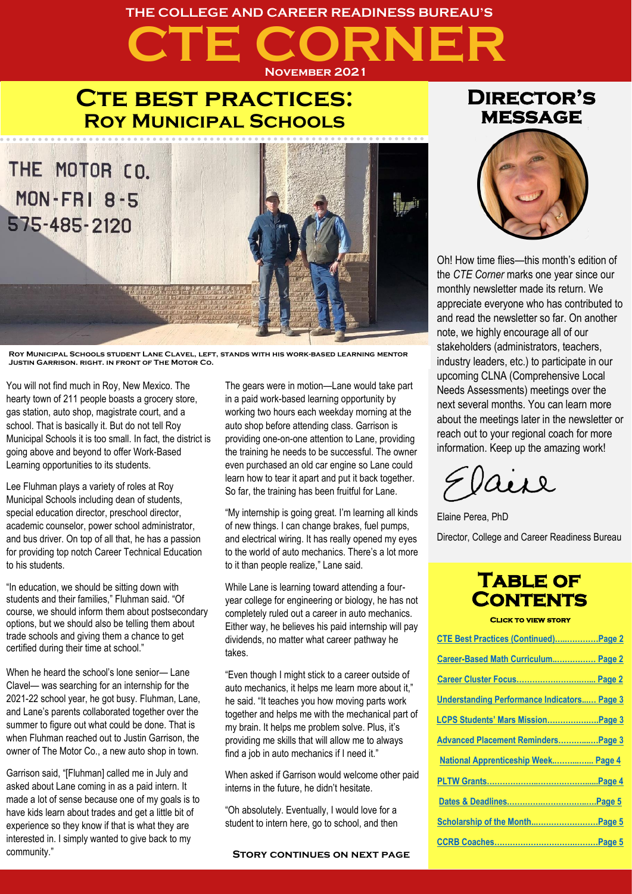THE COLLEGE AND CAREER READINESS BUREAU'S

# CTE CORNER

**November 2021**

## CTE best practices: Roy Municipal Schools

Roy Municipal Schools student Lane Clavel, left, stands with his work-based learning mentor Justin Garrison. right. in front of The Motor Co.

You will not find much in Roy, New Mexico. The hearty town of 211 people boasts a grocery store, gas station, auto shop, magistrate court, and a school. That is basically it. But do not tell Roy Municipal Schools it is too small. In fact, the district is going above and beyond to offer Work-Based Learning opportunities to its students.

Lee Fluhman plays a variety of roles at Roy Municipal Schools including dean of students, special education director, preschool director, academic counselor, power school administrator, and bus driver. On top of all that, he has a passion for providing top notch Career Technical Education to his students.

"In education, we should be sitting down with students and their families," Fluhman said. "Of course, we should inform them about postsecondary options, but we should also be telling them about trade schools and giving them a chance to get certified during their time at school."

When he heard the school's lone senior— Lane Clavel— was searching for an internship for the 2021-22 school year, he got busy. Fluhman, Lane, and Lane's parents collaborated together over the summer to figure out what could be done. That is when Fluhman reached out to Justin Garrison, the owner of The Motor Co., a new auto shop in town.

Garrison said, "[Fluhman] called me in July and asked about Lane coming in as a paid intern. It made a lot of sense because one of my goals is to have kids learn about trades and get a little bit of experience so they know if that is what they are interested in. I simply wanted to give back to my community."

The gears were in motion—Lane would take part in a paid work-based learning opportunity by working two hours each weekday morning at the auto shop before attending class. Garrison is providing one-on-one attention to Lane, providing the training he needs to be successful. The owner even purchased an old car engine so Lane could learn how to tear it apart and put it back together. So far, the training has been fruitful for Lane.

"My internship is going great. I'm learning all kinds of new things. I can change brakes, fuel pumps, and electrical wiring. It has really opened my eyes to the world of auto mechanics. There's a lot more to it than people realize," Lane said.

While Lane is learning toward attending a four-year college for engineering or biology, he has not completely ruled out a career in auto mechanics. Either way, he believes his paid internship will pay dividends, no matter what career pathway he takes.

"Even though I might stick to a career outside of auto mechanics, it helps me learn more about it," he said. "It teaches you how moving parts work together and helps me with the mechanical part of my brain. It helps me problem solve. Plus, it's providing me skills that will allow me to always find a job in auto mechanics if I need it."

When asked if Garrison would welcome other paid interns in the future, he didn't hesitate.

"Oh absolutely. Eventually, I would love for a student to intern here, go to school, and then

**Story continues on next page**

## Director's message

Oh! How time flies—this month's edition of the *CTE Corner* marks one year since our monthly newsletter made its return. We appreciate everyone who has contributed to and read the newsletter so far. On another note, we highly encourage all of our stakeholders (administrators, teachers, industry leaders, etc.) to participate in our upcoming CLNA (Comprehensive Local Needs Assessments) meetings over the next several months. You can learn more about the meetings later in the newsletter or reach out to your regional coach for more information. Keep up the amazing work!

Elaine

Elaine Perea, PhD

Director, College and Career Readiness Bureau

## Table of Contents

**Click to view story**

- CTE Best Practices (Continued)..................Page 2
- Career-Based Math Curriculum.................. Page 2
- Career Cluster Focus.............................. Page 2
- Understanding Performance Indicators...... Page 3
- LCPS Students' Mars Mission....................Page 3
- Advanced Placement Reminders................Page 3
- National Apprenticeship Week................. Page 4
- PLTW Grants...........................................Page 4
- Dates & Deadlines....................................Page 5
- Scholarship of the Month..........................Page 5
- CCRB Coaches.........................................Page 5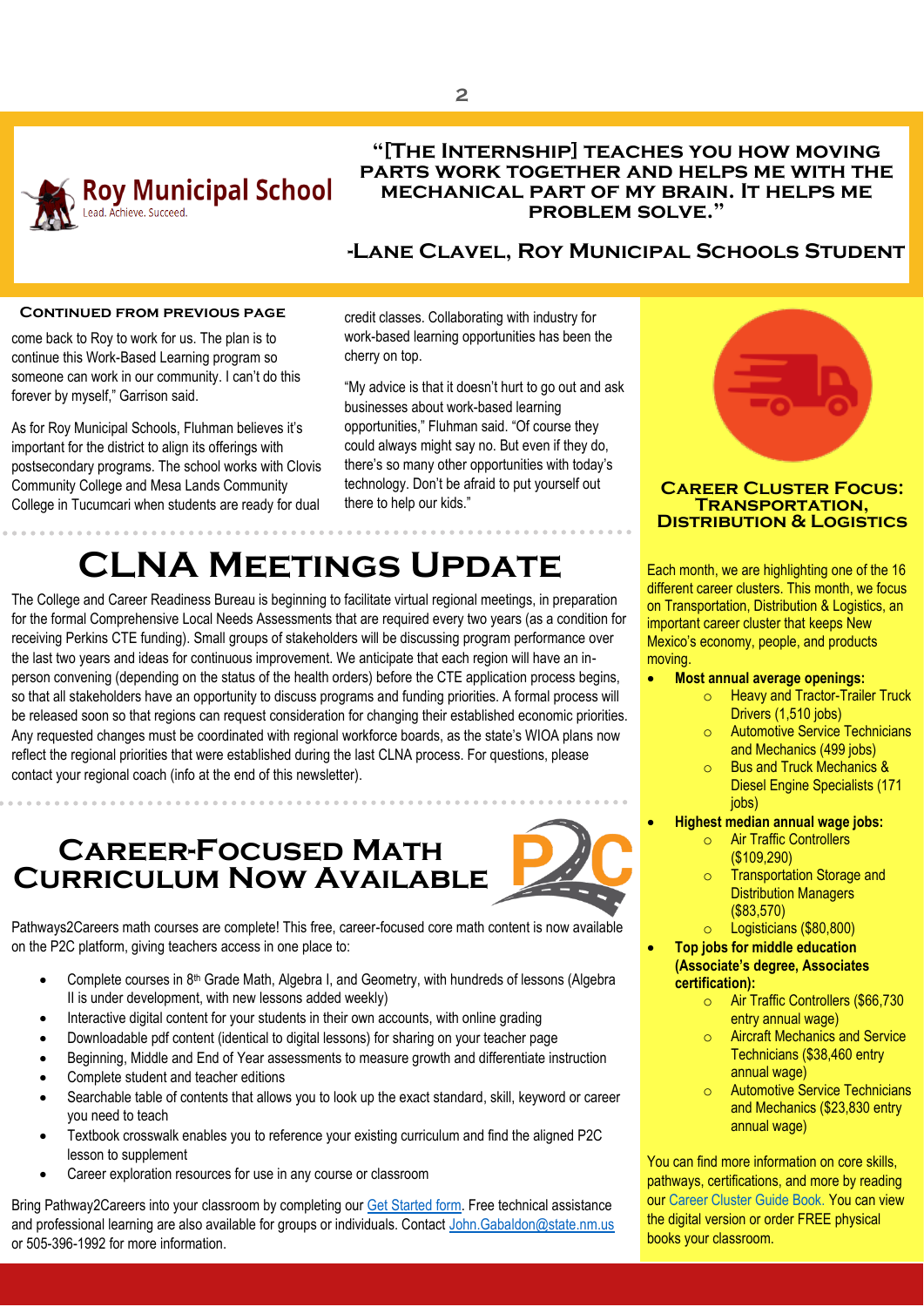Roy Municipal School
Lead. Achieve. Succeed.

> "[The Internship] teaches you how moving parts work together and helps me with the mechanical part of my brain. It helps me problem solve."
>
> -Lane Clavel, Roy Municipal Schools Student

### Continued from previous page

come back to Roy to work for us. The plan is to continue this Work-Based Learning program so someone can work in our community. I can't do this forever by myself," Garrison said.

As for Roy Municipal Schools, Fluhman believes it's important for the district to align its offerings with postsecondary programs. The school works with Clovis Community College and Mesa Lands Community College in Tucumcari when students are ready for dual credit classes. Collaborating with industry for work-based learning opportunities has been the cherry on top.

"My advice is that it doesn't hurt to go out and ask businesses about work-based learning opportunities," Fluhman said. "Of course they could always might say no. But even if they do, there's so many other opportunities with today's technology. Don't be afraid to put yourself out there to help our kids."

# CLNA Meetings Update

The College and Career Readiness Bureau is beginning to facilitate virtual regional meetings, in preparation for the formal Comprehensive Local Needs Assessments that are required every two years (as a condition for receiving Perkins CTE funding). Small groups of stakeholders will be discussing program performance over the last two years and ideas for continuous improvement. We anticipate that each region will have an in-person convening (depending on the status of the health orders) before the CTE application process begins, so that all stakeholders have an opportunity to discuss programs and funding priorities. A formal process will be released soon so that regions can request consideration for changing their established economic priorities. Any requested changes must be coordinated with regional workforce boards, as the state's WIOA plans now reflect the regional priorities that were established during the last CLNA process. For questions, please contact your regional coach (info at the end of this newsletter).

# Career-Focused Math Curriculum Now Available

Pathways2Careers math courses are complete! This free, career-focused core math content is now available on the P2C platform, giving teachers access in one place to:

- Complete courses in 8th Grade Math, Algebra I, and Geometry, with hundreds of lessons (Algebra II is under development, with new lessons added weekly)
- Interactive digital content for your students in their own accounts, with online grading
- Downloadable pdf content (identical to digital lessons) for sharing on your teacher page
- Beginning, Middle and End of Year assessments to measure growth and differentiate instruction
- Complete student and teacher editions
- Searchable table of contents that allows you to look up the exact standard, skill, keyword or career you need to teach
- Textbook crosswalk enables you to reference your existing curriculum and find the aligned P2C lesson to supplement
- Career exploration resources for use in any course or classroom

Bring Pathway2Careers into your classroom by completing our Get Started form. Free technical assistance and professional learning are also available for groups or individuals. Contact John.Gabaldon@state.nm.us or 505-396-1992 for more information.

## Career Cluster Focus: Transportation, Distribution & Logistics

Each month, we are highlighting one of the 16 different career clusters. This month, we focus on Transportation, Distribution & Logistics, an important career cluster that keeps New Mexico's economy, people, and products moving.

- **Most annual average openings:**
  - Heavy and Tractor-Trailer Truck Drivers (1,510 jobs)
  - Automotive Service Technicians and Mechanics (499 jobs)
  - Bus and Truck Mechanics & Diesel Engine Specialists (171 jobs)
- **Highest median annual wage jobs:**
  - Air Traffic Controllers ($109,290)
  - Transportation Storage and Distribution Managers ($83,570)
  - Logisticians ($80,800)
- **Top jobs for middle education (Associate's degree, Associates certification):**
  - Air Traffic Controllers ($66,730 entry annual wage)
  - Aircraft Mechanics and Service Technicians ($38,460 entry annual wage)
  - Automotive Service Technicians and Mechanics ($23,830 entry annual wage)

You can find more information on core skills, pathways, certifications, and more by reading our Career Cluster Guide Book. You can view the digital version or order FREE physical books your classroom.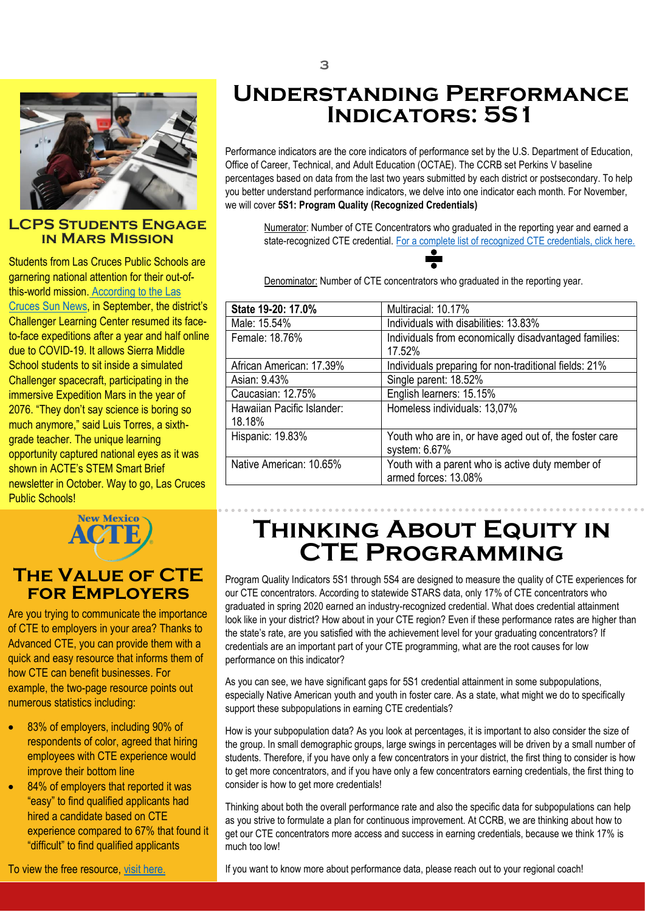## LCPS Students Engage in Mars Mission

Students from Las Cruces Public Schools are garnering national attention for their out-of-this-world mission. According to the Las Cruces Sun News, in September, the district's Challenger Learning Center resumed its face-to-face expeditions after a year and half online due to COVID-19. It allows Sierra Middle School students to sit inside a simulated Challenger spacecraft, participating in the immersive Expedition Mars in the year of 2076. "They don't say science is boring so much anymore," said Luis Torres, a sixth-grade teacher. The unique learning opportunity captured national eyes as it was shown in ACTE's STEM Smart Brief newsletter in October. Way to go, Las Cruces Public Schools!

New Mexico ACTE

## The Value of CTE for Employers

Are you trying to communicate the importance of CTE to employers in your area? Thanks to Advanced CTE, you can provide them with a quick and easy resource that informs them of how CTE can benefit businesses. For example, the two-page resource points out numerous statistics including:

- 83% of employers, including 90% of respondents of color, agreed that hiring employees with CTE experience would improve their bottom line
- 84% of employers that reported it was "easy" to find qualified applicants had hired a candidate based on CTE experience compared to 67% that found it "difficult" to find qualified applicants

To view the free resource, visit here.

# Understanding Performance Indicators: 5S1

Performance indicators are the core indicators of performance set by the U.S. Department of Education, Office of Career, Technical, and Adult Education (OCTAE). The CCRB set Perkins V baseline percentages based on data from the last two years submitted by each district or postsecondary. To help you better understand performance indicators, we delve into one indicator each month. For November, we will cover **5S1: Program Quality (Recognized Credentials)**

Numerator: Number of CTE Concentrators who graduated in the reporting year and earned a state-recognized CTE credential. For a complete list of recognized CTE credentials, click here.

÷

Denominator: Number of CTE concentrators who graduated in the reporting year.

| **State 19-20: 17.0%** | Multiracial: 10.17% |
|---|---|
| Male: 15.54% | Individuals with disabilities: 13.83% |
| Female: 18.76% | Individuals from economically disadvantaged families: 17.52% |
| African American: 17.39% | Individuals preparing for non-traditional fields: 21% |
| Asian: 9.43% | Single parent: 18.52% |
| Caucasian: 12.75% | English learners: 15.15% |
| Hawaiian Pacific Islander: 18.18% | Homeless individuals: 13,07% |
| Hispanic: 19.83% | Youth who are in, or have aged out of, the foster care system: 6.67% |
| Native American: 10.65% | Youth with a parent who is active duty member of armed forces: 13.08% |

# Thinking About Equity in CTE Programming

Program Quality Indicators 5S1 through 5S4 are designed to measure the quality of CTE experiences for our CTE concentrators. According to statewide STARS data, only 17% of CTE concentrators who graduated in spring 2020 earned an industry-recognized credential. What does credential attainment look like in your district? How about in your CTE region? Even if these performance rates are higher than the state's rate, are you satisfied with the achievement level for your graduating concentrators? If credentials are an important part of your CTE programming, what are the root causes for low performance on this indicator?

As you can see, we have significant gaps for 5S1 credential attainment in some subpopulations, especially Native American youth and youth in foster care. As a state, what might we do to specifically support these subpopulations in earning CTE credentials?

How is your subpopulation data? As you look at percentages, it is important to also consider the size of the group. In small demographic groups, large swings in percentages will be driven by a small number of students. Therefore, if you have only a few concentrators in your district, the first thing to consider is how to get more concentrators, and if you have only a few concentrators earning credentials, the first thing to consider is how to get more credentials!

Thinking about both the overall performance rate and also the specific data for subpopulations can help as you strive to formulate a plan for continuous improvement. At CCRB, we are thinking about how to get our CTE concentrators more access and success in earning credentials, because we think 17% is much too low!

If you want to know more about performance data, please reach out to your regional coach!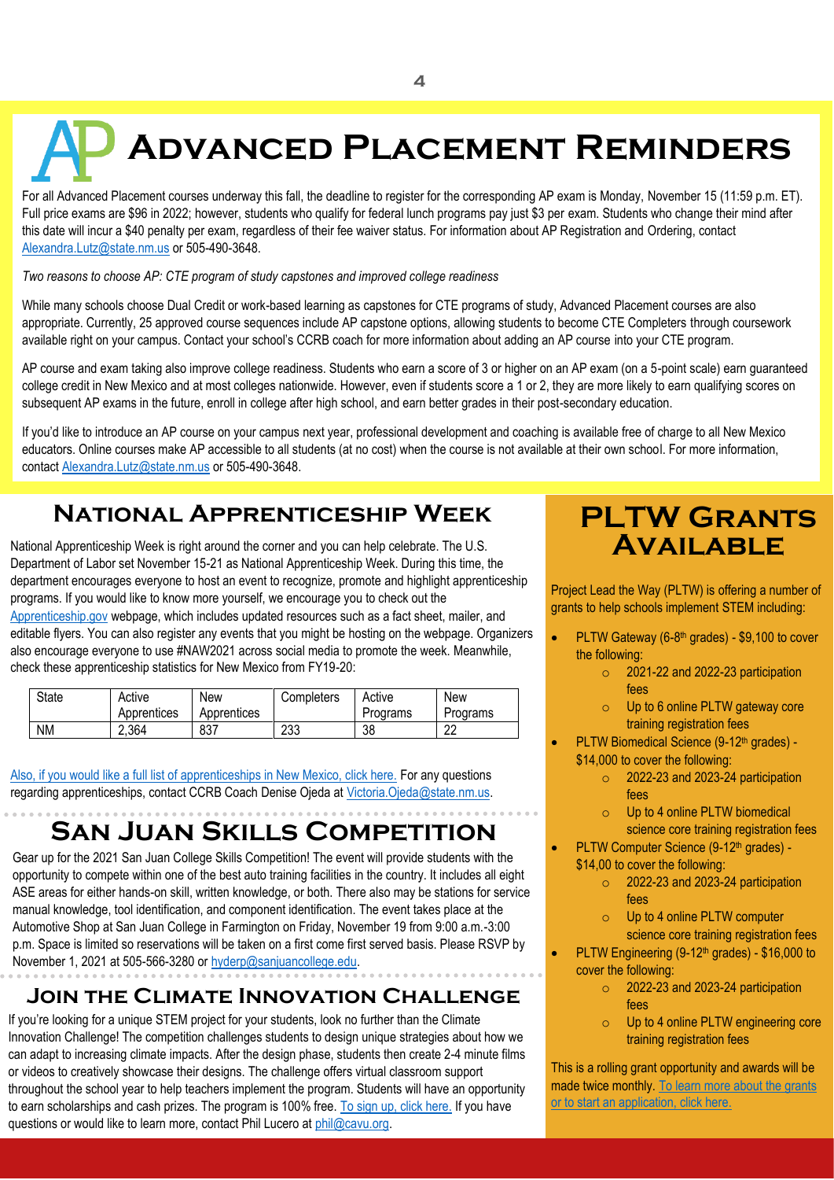# Advanced Placement Reminders

For all Advanced Placement courses underway this fall, the deadline to register for the corresponding AP exam is Monday, November 15 (11:59 p.m. ET). Full price exams are $96 in 2022; however, students who qualify for federal lunch programs pay just $3 per exam. Students who change their mind after this date will incur a $40 penalty per exam, regardless of their fee waiver status. For information about AP Registration and Ordering, contact Alexandra.Lutz@state.nm.us or 505-490-3648.

*Two reasons to choose AP: CTE program of study capstones and improved college readiness*

While many schools choose Dual Credit or work-based learning as capstones for CTE programs of study, Advanced Placement courses are also appropriate. Currently, 25 approved course sequences include AP capstone options, allowing students to become CTE Completers through coursework available right on your campus. Contact your school's CCRB coach for more information about adding an AP course into your CTE program.

AP course and exam taking also improve college readiness. Students who earn a score of 3 or higher on an AP exam (on a 5-point scale) earn guaranteed college credit in New Mexico and at most colleges nationwide. However, even if students score a 1 or 2, they are more likely to earn qualifying scores on subsequent AP exams in the future, enroll in college after high school, and earn better grades in their post-secondary education.

If you'd like to introduce an AP course on your campus next year, professional development and coaching is available free of charge to all New Mexico educators. Online courses make AP accessible to all students (at no cost) when the course is not available at their own school. For more information, contact Alexandra.Lutz@state.nm.us or 505-490-3648.

## National Apprenticeship Week

National Apprenticeship Week is right around the corner and you can help celebrate. The U.S. Department of Labor set November 15-21 as National Apprenticeship Week. During this time, the department encourages everyone to host an event to recognize, promote and highlight apprenticeship programs. If you would like to know more yourself, we encourage you to check out the Apprenticeship.gov webpage, which includes updated resources such as a fact sheet, mailer, and editable flyers. You can also register any events that you might be hosting on the webpage. Organizers also encourage everyone to use #NAW2021 across social media to promote the week. Meanwhile, check these apprenticeship statistics for New Mexico from FY19-20:

| State | Active Apprentices | New Apprentices | Completers | Active Programs | New Programs |
|---|---|---|---|---|---|
| NM | 2,364 | 837 | 233 | 38 | 22 |

Also, if you would like a full list of apprenticeships in New Mexico, click here. For any questions regarding apprenticeships, contact CCRB Coach Denise Ojeda at Victoria.Ojeda@state.nm.us.

## San Juan Skills Competition

Gear up for the 2021 San Juan College Skills Competition! The event will provide students with the opportunity to compete within one of the best auto training facilities in the country. It includes all eight ASE areas for either hands-on skill, written knowledge, or both. There also may be stations for service manual knowledge, tool identification, and component identification. The event takes place at the Automotive Shop at San Juan College in Farmington on Friday, November 19 from 9:00 a.m.-3:00 p.m. Space is limited so reservations will be taken on a first come first served basis. Please RSVP by November 1, 2021 at 505-566-3280 or hyderp@sanjuancollege.edu.

## Join the Climate Innovation Challenge

If you're looking for a unique STEM project for your students, look no further than the Climate Innovation Challenge! The competition challenges students to design unique strategies about how we can adapt to increasing climate impacts. After the design phase, students then create 2-4 minute films or videos to creatively showcase their designs. The challenge offers virtual classroom support throughout the school year to help teachers implement the program. Students will have an opportunity to earn scholarships and cash prizes. The program is 100% free. To sign up, click here. If you have questions or would like to learn more, contact Phil Lucero at phil@cavu.org.

## PLTW Grants Available

Project Lead the Way (PLTW) is offering a number of grants to help schools implement STEM including:

- PLTW Gateway (6-8th grades) - $9,100 to cover the following:
  - 2021-22 and 2022-23 participation fees
  - Up to 6 online PLTW gateway core training registration fees
- PLTW Biomedical Science (9-12th grades) - $14,000 to cover the following:
  - 2022-23 and 2023-24 participation fees
  - Up to 4 online PLTW biomedical science core training registration fees
- PLTW Computer Science (9-12th grades) - $14,00 to cover the following:
  - 2022-23 and 2023-24 participation fees
  - Up to 4 online PLTW computer science core training registration fees
- PLTW Engineering (9-12th grades) - $16,000 to cover the following:
  - 2022-23 and 2023-24 participation fees
  - Up to 4 online PLTW engineering core training registration fees

This is a rolling grant opportunity and awards will be made twice monthly. To learn more about the grants or to start an application, click here.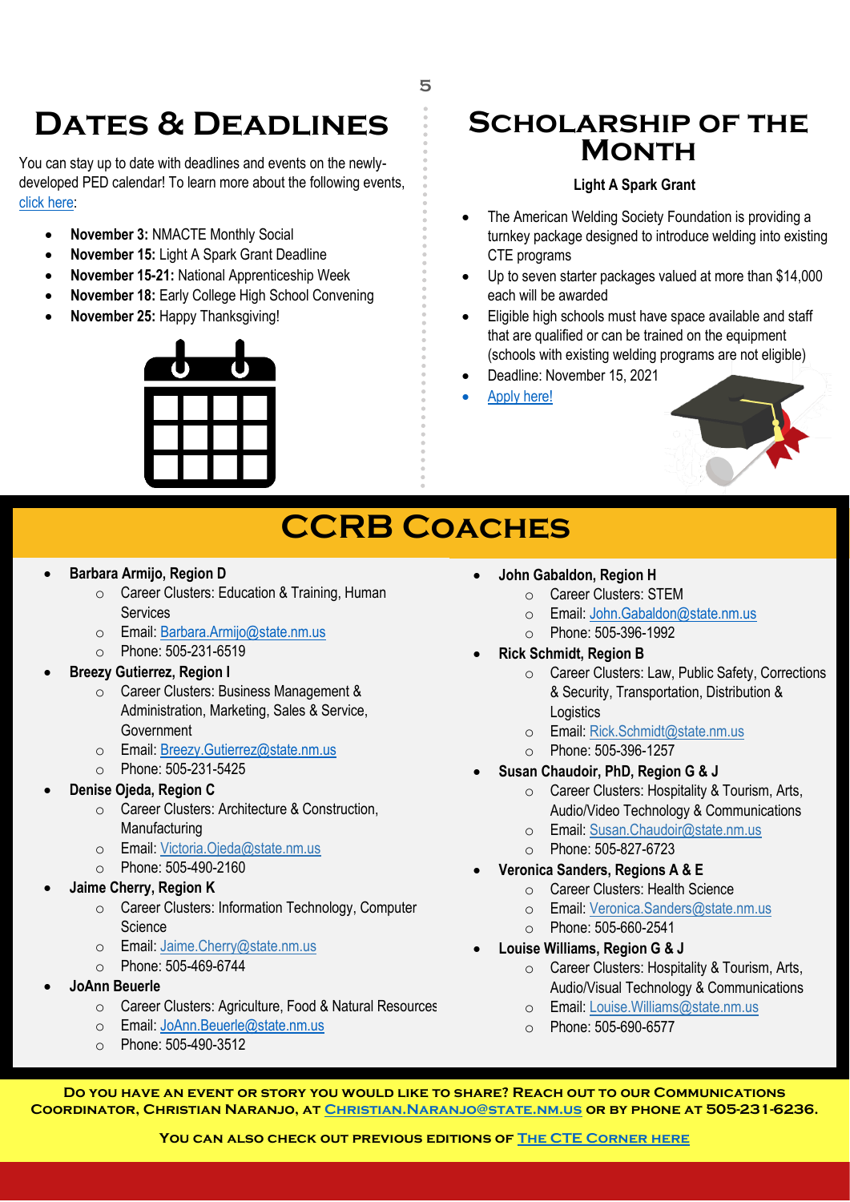# Dates & Deadlines

You can stay up to date with deadlines and events on the newly-developed PED calendar! To learn more about the following events, click here:

- **November 3:** NMACTE Monthly Social
- **November 15:** Light A Spark Grant Deadline
- **November 15-21:** National Apprenticeship Week
- **November 18:** Early College High School Convening
- **November 25:** Happy Thanksgiving!

# Scholarship of the Month

**Light A Spark Grant**

- The American Welding Society Foundation is providing a turnkey package designed to introduce welding into existing CTE programs
- Up to seven starter packages valued at more than $14,000 each will be awarded
- Eligible high schools must have space available and staff that are qualified or can be trained on the equipment (schools with existing welding programs are not eligible)
- Deadline: November 15, 2021
- Apply here!

# CCRB Coaches

- **Barbara Armijo, Region D**
  - Career Clusters: Education & Training, Human Services
  - Email: Barbara.Armijo@state.nm.us
  - Phone: 505-231-6519
- **Breezy Gutierrez, Region I**
  - Career Clusters: Business Management & Administration, Marketing, Sales & Service, Government
  - Email: Breezy.Gutierrez@state.nm.us
  - Phone: 505-231-5425
- **Denise Ojeda, Region C**
  - Career Clusters: Architecture & Construction, Manufacturing
  - Email: Victoria.Ojeda@state.nm.us
  - Phone: 505-490-2160
- **Jaime Cherry, Region K**
  - Career Clusters: Information Technology, Computer Science
  - Email: Jaime.Cherry@state.nm.us
  - Phone: 505-469-6744
- **JoAnn Beuerle**
  - Career Clusters: Agriculture, Food & Natural Resources
  - Email: JoAnn.Beuerle@state.nm.us
  - Phone: 505-490-3512
- **John Gabaldon, Region H**
  - Career Clusters: STEM
  - Email: John.Gabaldon@state.nm.us
  - Phone: 505-396-1992
- **Rick Schmidt, Region B**
  - Career Clusters: Law, Public Safety, Corrections & Security, Transportation, Distribution & Logistics
  - Email: Rick.Schmidt@state.nm.us
  - Phone: 505-396-1257
- **Susan Chaudoir, PhD, Region G & J**
  - Career Clusters: Hospitality & Tourism, Arts, Audio/Video Technology & Communications
  - Email: Susan.Chaudoir@state.nm.us
  - Phone: 505-827-6723
- **Veronica Sanders, Regions A & E**
  - Career Clusters: Health Science
  - Email: Veronica.Sanders@state.nm.us
  - Phone: 505-660-2541
- **Louise Williams, Region G & J**
  - Career Clusters: Hospitality & Tourism, Arts, Audio/Visual Technology & Communications
  - Email: Louise.Williams@state.nm.us
  - Phone: 505-690-6577

**Do you have an event or story you would like to share? Reach out to our Communications Coordinator, Christian Naranjo, at Christian.Naranjo@state.nm.us or by phone at 505-231-6236.**

**You can also check out previous editions of The CTE Corner here**